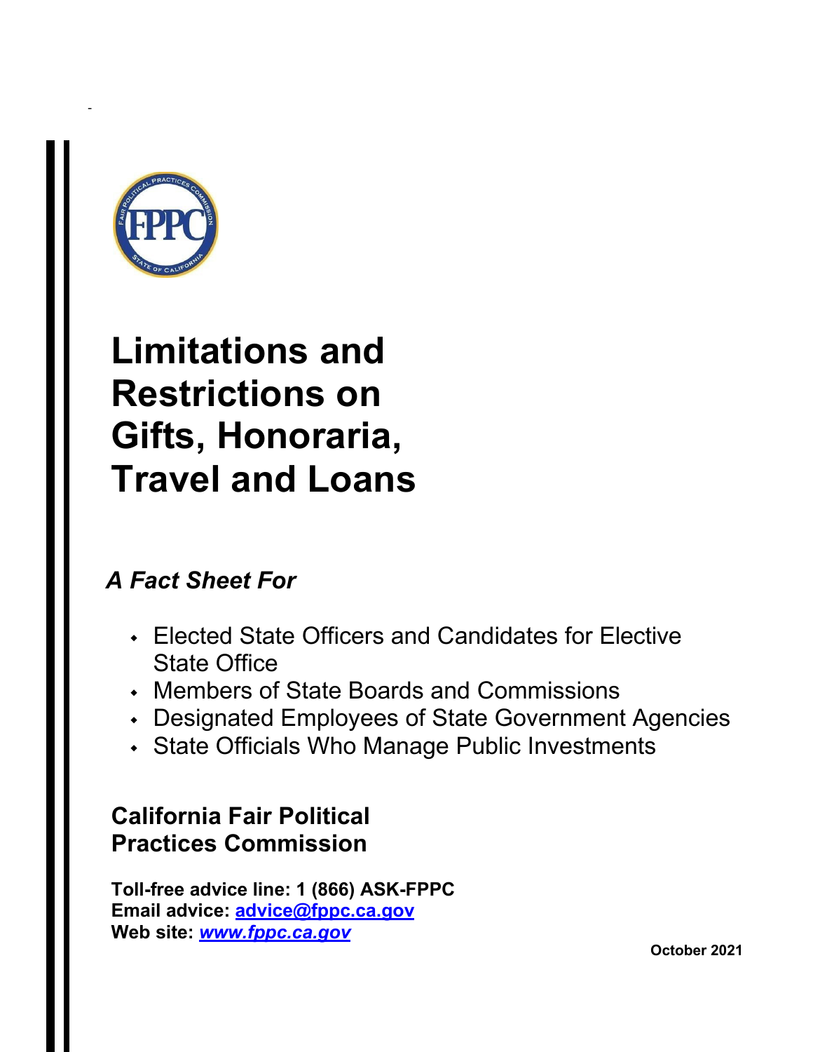# Limitations and Restrictions on Gifts, Honoraria, Travel and Loans

*A Fact Sheet For*

- Elected State Officers and Candidates for Elective State Office
- Members of State Boards and Commissions
- Designated Employees of State Government Agencies
- State Officials Who Manage Public Investments

**California Fair Political Practices Commission**

**Toll-free advice line: 1 (866) ASK-FPPC**
**Email advice: advice@fppc.ca.gov**
**Web site: *www.fppc.ca.gov***

**October 2021**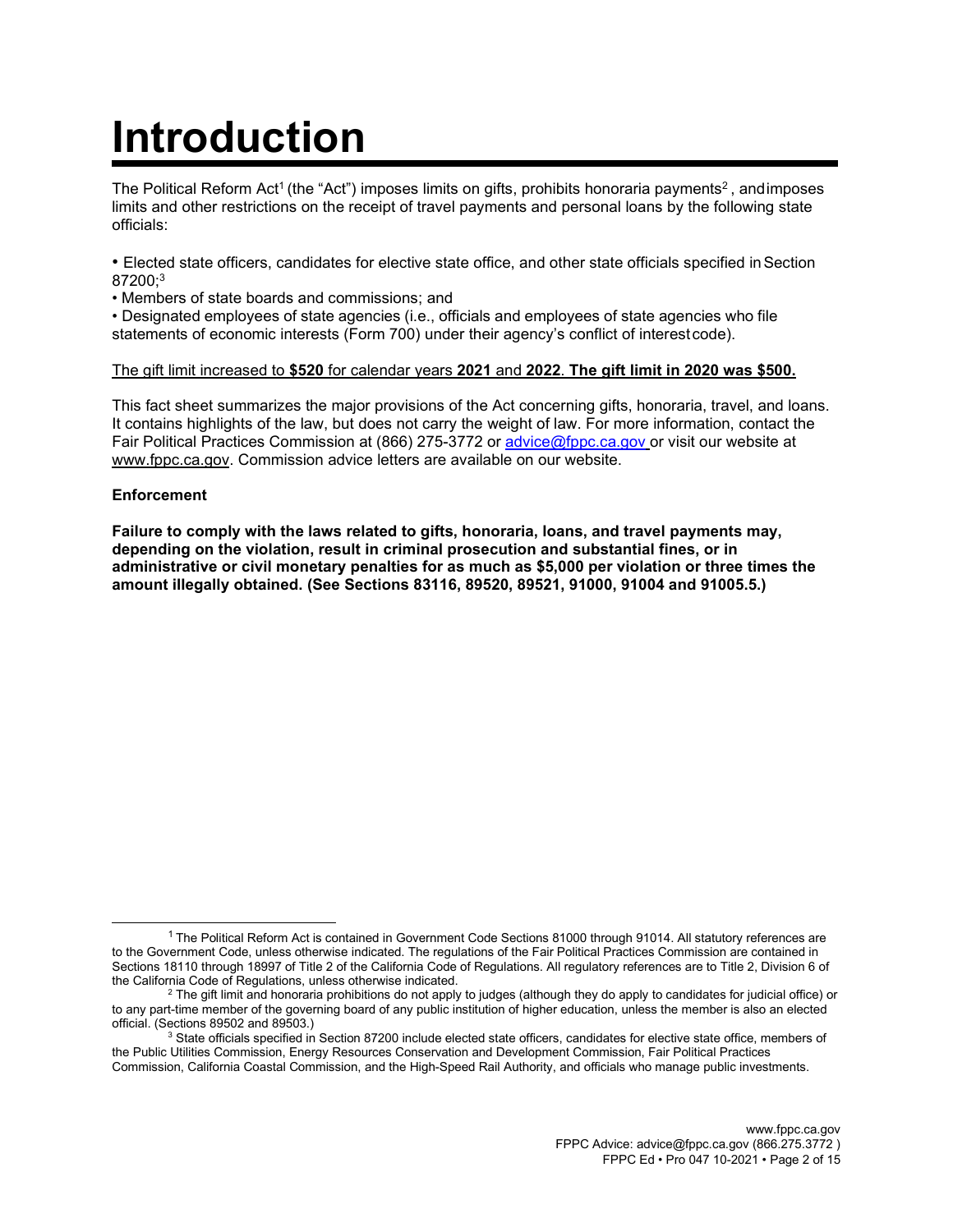# Introduction

The Political Reform Act[1] (the "Act") imposes limits on gifts, prohibits honoraria payments[2], and imposes limits and other restrictions on the receipt of travel payments and personal loans by the following state officials:

- Elected state officers, candidates for elective state office, and other state officials specified in Section 87200;[3]
- Members of state boards and commissions; and
- Designated employees of state agencies (i.e., officials and employees of state agencies who file statements of economic interests (Form 700) under their agency's conflict of interest code).

<u>The gift limit increased to **$520** for calendar years **2021** and **2022**. **The gift limit in 2020 was $500.**</u>

This fact sheet summarizes the major provisions of the Act concerning gifts, honoraria, travel, and loans. It contains highlights of the law, but does not carry the weight of law. For more information, contact the Fair Political Practices Commission at (866) 275-3772 or advice@fppc.ca.gov or visit our website at www.fppc.ca.gov. Commission advice letters are available on our website.

**Enforcement**

**Failure to comply with the laws related to gifts, honoraria, loans, and travel payments may, depending on the violation, result in criminal prosecution and substantial fines, or in administrative or civil monetary penalties for as much as $5,000 per violation or three times the amount illegally obtained. (See Sections 83116, 89520, 89521, 91000, 91004 and 91005.5.)**

---

[1] The Political Reform Act is contained in Government Code Sections 81000 through 91014. All statutory references are to the Government Code, unless otherwise indicated. The regulations of the Fair Political Practices Commission are contained in Sections 18110 through 18997 of Title 2 of the California Code of Regulations. All regulatory references are to Title 2, Division 6 of the California Code of Regulations, unless otherwise indicated.

[2] The gift limit and honoraria prohibitions do not apply to judges (although they do apply to candidates for judicial office) or to any part-time member of the governing board of any public institution of higher education, unless the member is also an elected official. (Sections 89502 and 89503.)

[3] State officials specified in Section 87200 include elected state officers, candidates for elective state office, members of the Public Utilities Commission, Energy Resources Conservation and Development Commission, Fair Political Practices Commission, California Coastal Commission, and the High-Speed Rail Authority, and officials who manage public investments.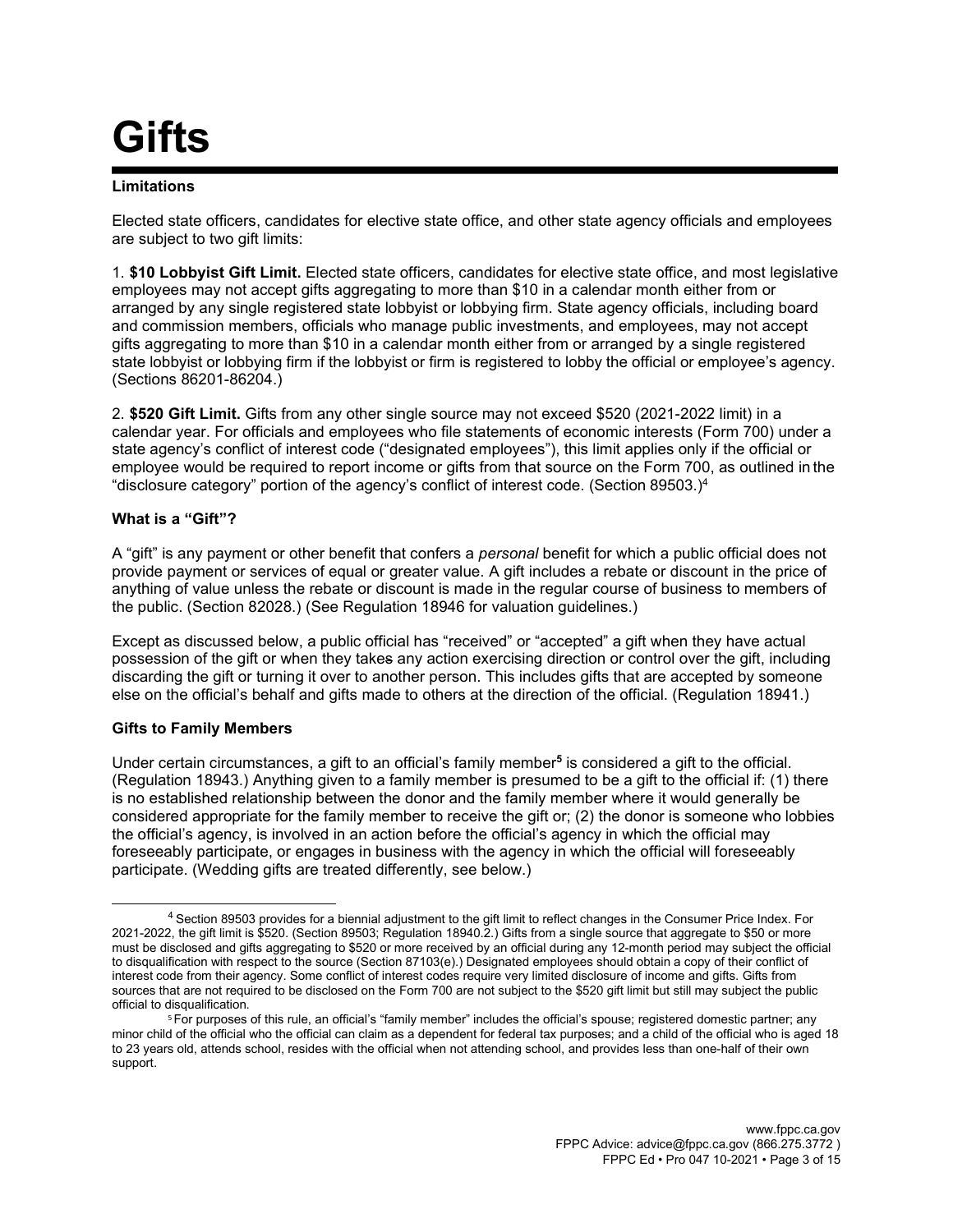# Gifts

### Limitations

Elected state officers, candidates for elective state office, and other state agency officials and employees are subject to two gift limits:

1. **$10 Lobbyist Gift Limit.** Elected state officers, candidates for elective state office, and most legislative employees may not accept gifts aggregating to more than $10 in a calendar month either from or arranged by any single registered state lobbyist or lobbying firm. State agency officials, including board and commission members, officials who manage public investments, and employees, may not accept gifts aggregating to more than $10 in a calendar month either from or arranged by a single registered state lobbyist or lobbying firm if the lobbyist or firm is registered to lobby the official or employee's agency. (Sections 86201-86204.)

2. **$520 Gift Limit.** Gifts from any other single source may not exceed $520 (2021-2022 limit) in a calendar year. For officials and employees who file statements of economic interests (Form 700) under a state agency's conflict of interest code ("designated employees"), this limit applies only if the official or employee would be required to report income or gifts from that source on the Form 700, as outlined in the "disclosure category" portion of the agency's conflict of interest code. (Section 89503.)[4]

### What is a "Gift"?

A "gift" is any payment or other benefit that confers a *personal* benefit for which a public official does not provide payment or services of equal or greater value. A gift includes a rebate or discount in the price of anything of value unless the rebate or discount is made in the regular course of business to members of the public. (Section 82028.) (See Regulation 18946 for valuation guidelines.)

Except as discussed below, a public official has "received" or "accepted" a gift when they have actual possession of the gift or when they takes any action exercising direction or control over the gift, including discarding the gift or turning it over to another person. This includes gifts that are accepted by someone else on the official's behalf and gifts made to others at the direction of the official. (Regulation 18941.)

### Gifts to Family Members

Under certain circumstances, a gift to an official's family member[5] is considered a gift to the official. (Regulation 18943.) Anything given to a family member is presumed to be a gift to the official if: (1) there is no established relationship between the donor and the family member where it would generally be considered appropriate for the family member to receive the gift or; (2) the donor is someone who lobbies the official's agency, is involved in an action before the official's agency in which the official may foreseeably participate, or engages in business with the agency in which the official will foreseeably participate. (Wedding gifts are treated differently, see below.)

---

[4] Section 89503 provides for a biennial adjustment to the gift limit to reflect changes in the Consumer Price Index. For 2021-2022, the gift limit is $520. (Section 89503; Regulation 18940.2.) Gifts from a single source that aggregate to $50 or more must be disclosed and gifts aggregating to $520 or more received by an official during any 12-month period may subject the official to disqualification with respect to the source (Section 87103(e).) Designated employees should obtain a copy of their conflict of interest code from their agency. Some conflict of interest codes require very limited disclosure of income and gifts. Gifts from sources that are not required to be disclosed on the Form 700 are not subject to the $520 gift limit but still may subject the public official to disqualification.

[5] For purposes of this rule, an official's "family member" includes the official's spouse; registered domestic partner; any minor child of the official who the official can claim as a dependent for federal tax purposes; and a child of the official who is aged 18 to 23 years old, attends school, resides with the official when not attending school, and provides less than one-half of their own support.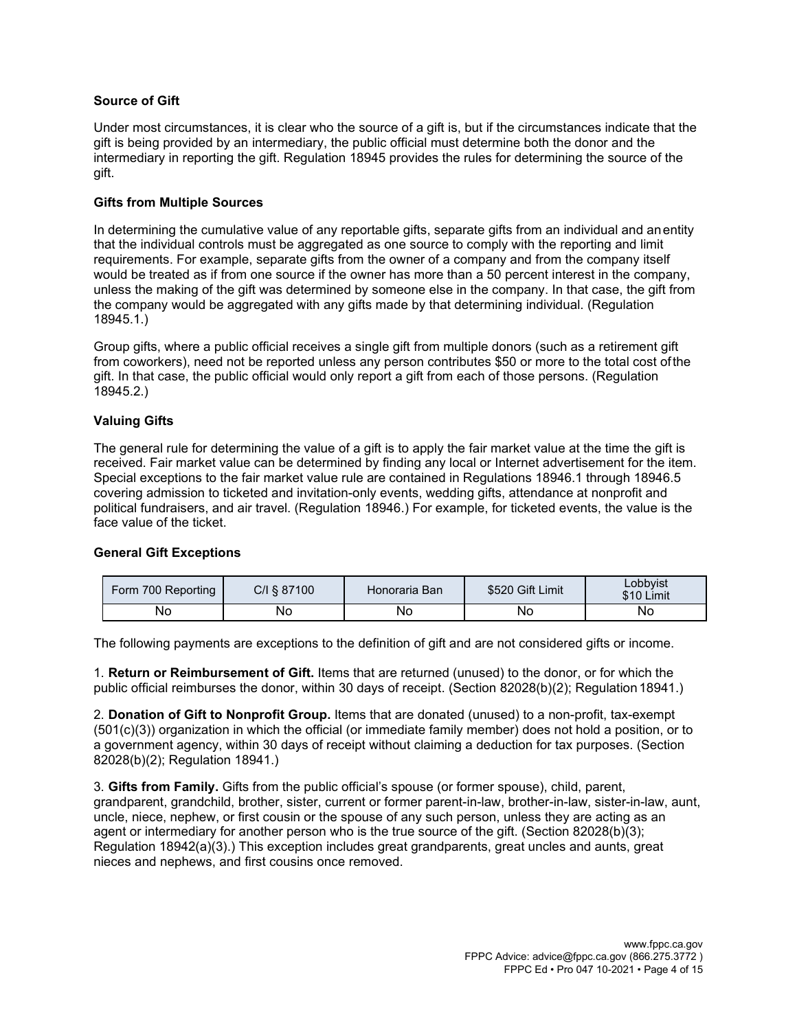### Source of Gift

Under most circumstances, it is clear who the source of a gift is, but if the circumstances indicate that the gift is being provided by an intermediary, the public official must determine both the donor and the intermediary in reporting the gift. Regulation 18945 provides the rules for determining the source of the gift.

### Gifts from Multiple Sources

In determining the cumulative value of any reportable gifts, separate gifts from an individual and an entity that the individual controls must be aggregated as one source to comply with the reporting and limit requirements. For example, separate gifts from the owner of a company and from the company itself would be treated as if from one source if the owner has more than a 50 percent interest in the company, unless the making of the gift was determined by someone else in the company. In that case, the gift from the company would be aggregated with any gifts made by that determining individual. (Regulation 18945.1.)

Group gifts, where a public official receives a single gift from multiple donors (such as a retirement gift from coworkers), need not be reported unless any person contributes $50 or more to the total cost of the gift. In that case, the public official would only report a gift from each of those persons. (Regulation 18945.2.)

### Valuing Gifts

The general rule for determining the value of a gift is to apply the fair market value at the time the gift is received. Fair market value can be determined by finding any local or Internet advertisement for the item. Special exceptions to the fair market value rule are contained in Regulations 18946.1 through 18946.5 covering admission to ticketed and invitation-only events, wedding gifts, attendance at nonprofit and political fundraisers, and air travel. (Regulation 18946.) For example, for ticketed events, the value is the face value of the ticket.

### General Gift Exceptions

| Form 700 Reporting | C/I § 87100 | Honoraria Ban | $520 Gift Limit | Lobbyist $10 Limit |
|---|---|---|---|---|
| No | No | No | No | No |

The following payments are exceptions to the definition of gift and are not considered gifts or income.

1. **Return or Reimbursement of Gift.** Items that are returned (unused) to the donor, or for which the public official reimburses the donor, within 30 days of receipt. (Section 82028(b)(2); Regulation 18941.)

2. **Donation of Gift to Nonprofit Group.** Items that are donated (unused) to a non-profit, tax-exempt (501(c)(3)) organization in which the official (or immediate family member) does not hold a position, or to a government agency, within 30 days of receipt without claiming a deduction for tax purposes. (Section 82028(b)(2); Regulation 18941.)

3. **Gifts from Family.** Gifts from the public official's spouse (or former spouse), child, parent, grandparent, grandchild, brother, sister, current or former parent-in-law, brother-in-law, sister-in-law, aunt, uncle, niece, nephew, or first cousin or the spouse of any such person, unless they are acting as an agent or intermediary for another person who is the true source of the gift. (Section 82028(b)(3); Regulation 18942(a)(3).) This exception includes great grandparents, great uncles and aunts, great nieces and nephews, and first cousins once removed.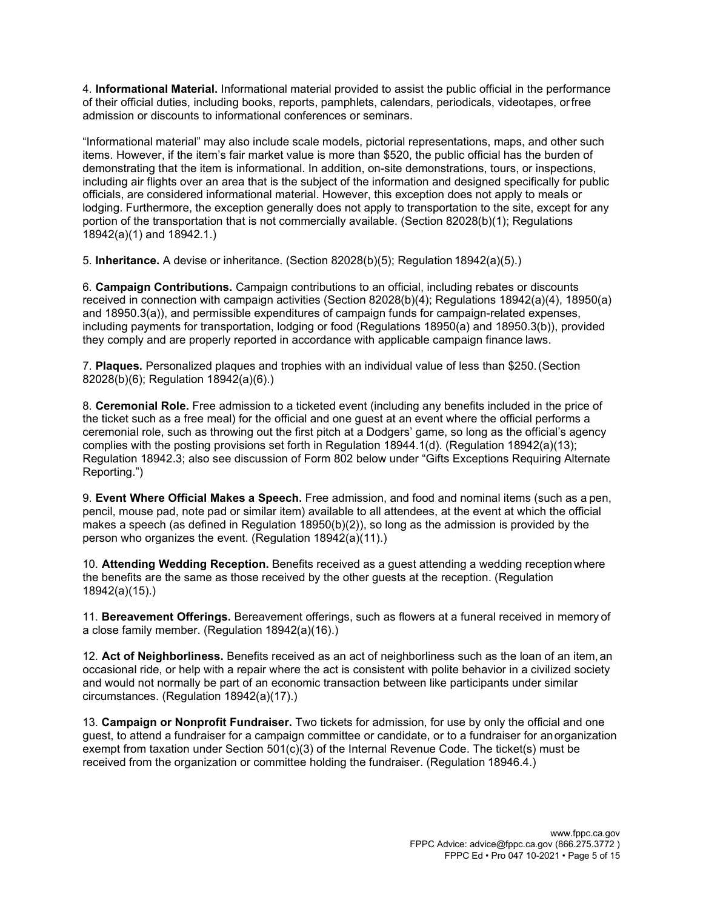4. **Informational Material.** Informational material provided to assist the public official in the performance of their official duties, including books, reports, pamphlets, calendars, periodicals, videotapes, or free admission or discounts to informational conferences or seminars.

"Informational material" may also include scale models, pictorial representations, maps, and other such items. However, if the item's fair market value is more than $520, the public official has the burden of demonstrating that the item is informational. In addition, on-site demonstrations, tours, or inspections, including air flights over an area that is the subject of the information and designed specifically for public officials, are considered informational material. However, this exception does not apply to meals or lodging. Furthermore, the exception generally does not apply to transportation to the site, except for any portion of the transportation that is not commercially available. (Section 82028(b)(1); Regulations 18942(a)(1) and 18942.1.)

5. **Inheritance.** A devise or inheritance. (Section 82028(b)(5); Regulation 18942(a)(5).)

6. **Campaign Contributions.** Campaign contributions to an official, including rebates or discounts received in connection with campaign activities (Section 82028(b)(4); Regulations 18942(a)(4), 18950(a) and 18950.3(a)), and permissible expenditures of campaign funds for campaign-related expenses, including payments for transportation, lodging or food (Regulations 18950(a) and 18950.3(b)), provided they comply and are properly reported in accordance with applicable campaign finance laws.

7. **Plaques.** Personalized plaques and trophies with an individual value of less than $250. (Section 82028(b)(6); Regulation 18942(a)(6).)

8. **Ceremonial Role.** Free admission to a ticketed event (including any benefits included in the price of the ticket such as a free meal) for the official and one guest at an event where the official performs a ceremonial role, such as throwing out the first pitch at a Dodgers' game, so long as the official's agency complies with the posting provisions set forth in Regulation 18944.1(d). (Regulation 18942(a)(13); Regulation 18942.3; also see discussion of Form 802 below under "Gifts Exceptions Requiring Alternate Reporting.")

9. **Event Where Official Makes a Speech.** Free admission, and food and nominal items (such as a pen, pencil, mouse pad, note pad or similar item) available to all attendees, at the event at which the official makes a speech (as defined in Regulation 18950(b)(2)), so long as the admission is provided by the person who organizes the event. (Regulation 18942(a)(11).)

10. **Attending Wedding Reception.** Benefits received as a guest attending a wedding reception where the benefits are the same as those received by the other guests at the reception. (Regulation 18942(a)(15).)

11. **Bereavement Offerings.** Bereavement offerings, such as flowers at a funeral received in memory of a close family member. (Regulation 18942(a)(16).)

12. **Act of Neighborliness.** Benefits received as an act of neighborliness such as the loan of an item, an occasional ride, or help with a repair where the act is consistent with polite behavior in a civilized society and would not normally be part of an economic transaction between like participants under similar circumstances. (Regulation 18942(a)(17).)

13. **Campaign or Nonprofit Fundraiser.** Two tickets for admission, for use by only the official and one guest, to attend a fundraiser for a campaign committee or candidate, or to a fundraiser for an organization exempt from taxation under Section 501(c)(3) of the Internal Revenue Code. The ticket(s) must be received from the organization or committee holding the fundraiser. (Regulation 18946.4.)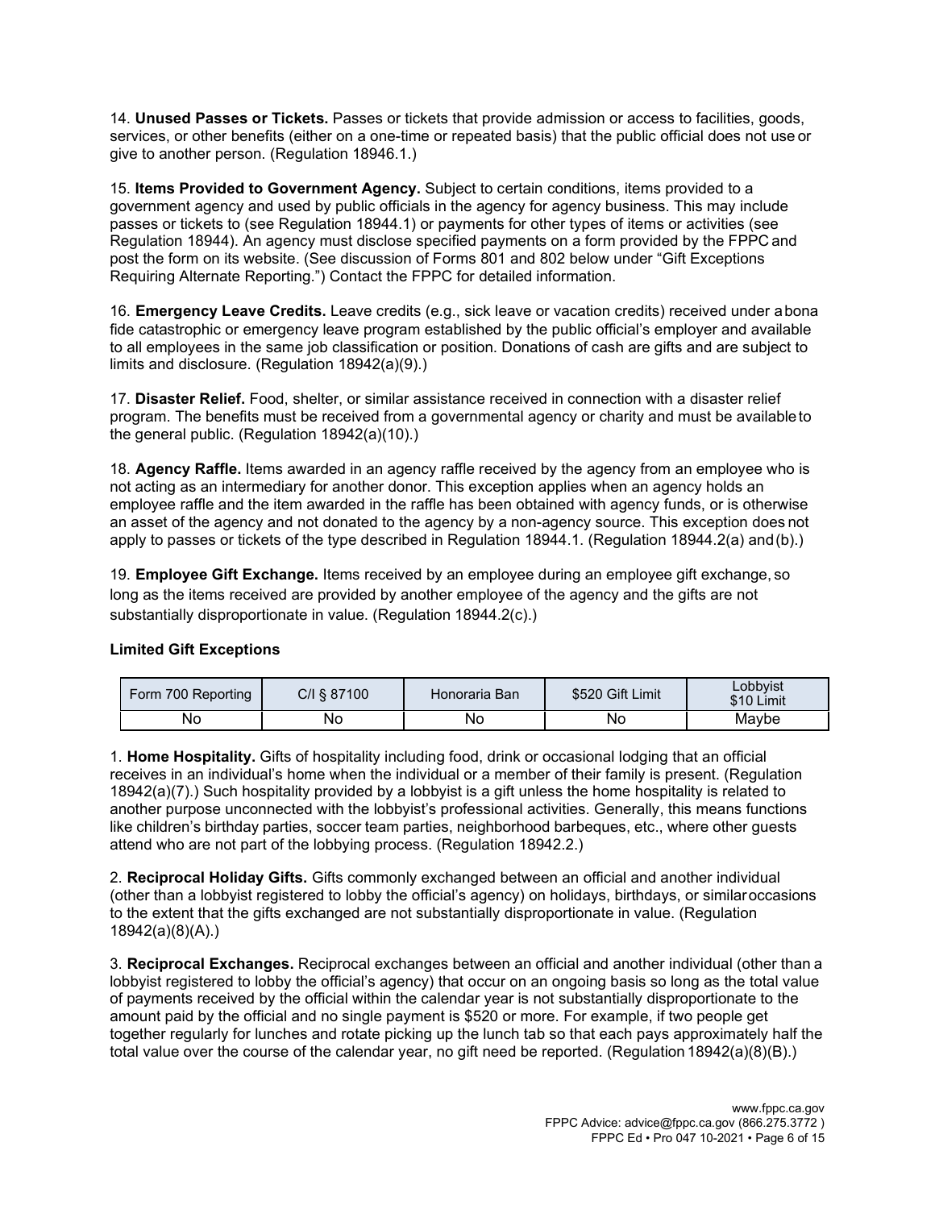14. **Unused Passes or Tickets.** Passes or tickets that provide admission or access to facilities, goods, services, or other benefits (either on a one-time or repeated basis) that the public official does not use or give to another person. (Regulation 18946.1.)

15. **Items Provided to Government Agency.** Subject to certain conditions, items provided to a government agency and used by public officials in the agency for agency business. This may include passes or tickets to (see Regulation 18944.1) or payments for other types of items or activities (see Regulation 18944). An agency must disclose specified payments on a form provided by the FPPC and post the form on its website. (See discussion of Forms 801 and 802 below under "Gift Exceptions Requiring Alternate Reporting.") Contact the FPPC for detailed information.

16. **Emergency Leave Credits.** Leave credits (e.g., sick leave or vacation credits) received under a bona fide catastrophic or emergency leave program established by the public official's employer and available to all employees in the same job classification or position. Donations of cash are gifts and are subject to limits and disclosure. (Regulation 18942(a)(9).)

17. **Disaster Relief.** Food, shelter, or similar assistance received in connection with a disaster relief program. The benefits must be received from a governmental agency or charity and must be available to the general public. (Regulation 18942(a)(10).)

18. **Agency Raffle.** Items awarded in an agency raffle received by the agency from an employee who is not acting as an intermediary for another donor. This exception applies when an agency holds an employee raffle and the item awarded in the raffle has been obtained with agency funds, or is otherwise an asset of the agency and not donated to the agency by a non-agency source. This exception does not apply to passes or tickets of the type described in Regulation 18944.1. (Regulation 18944.2(a) and (b).)

19. **Employee Gift Exchange.** Items received by an employee during an employee gift exchange, so long as the items received are provided by another employee of the agency and the gifts are not substantially disproportionate in value. (Regulation 18944.2(c).)

### Limited Gift Exceptions

| Form 700 Reporting | C/I § 87100 | Honoraria Ban | $520 Gift Limit | Lobbyist $10 Limit |
|---|---|---|---|---|
| No | No | No | No | Maybe |

1. **Home Hospitality.** Gifts of hospitality including food, drink or occasional lodging that an official receives in an individual's home when the individual or a member of their family is present. (Regulation 18942(a)(7).) Such hospitality provided by a lobbyist is a gift unless the home hospitality is related to another purpose unconnected with the lobbyist's professional activities. Generally, this means functions like children's birthday parties, soccer team parties, neighborhood barbeques, etc., where other guests attend who are not part of the lobbying process. (Regulation 18942.2.)

2. **Reciprocal Holiday Gifts.** Gifts commonly exchanged between an official and another individual (other than a lobbyist registered to lobby the official's agency) on holidays, birthdays, or similar occasions to the extent that the gifts exchanged are not substantially disproportionate in value. (Regulation 18942(a)(8)(A).)

3. **Reciprocal Exchanges.** Reciprocal exchanges between an official and another individual (other than a lobbyist registered to lobby the official's agency) that occur on an ongoing basis so long as the total value of payments received by the official within the calendar year is not substantially disproportionate to the amount paid by the official and no single payment is $520 or more. For example, if two people get together regularly for lunches and rotate picking up the lunch tab so that each pays approximately half the total value over the course of the calendar year, no gift need be reported. (Regulation 18942(a)(8)(B).)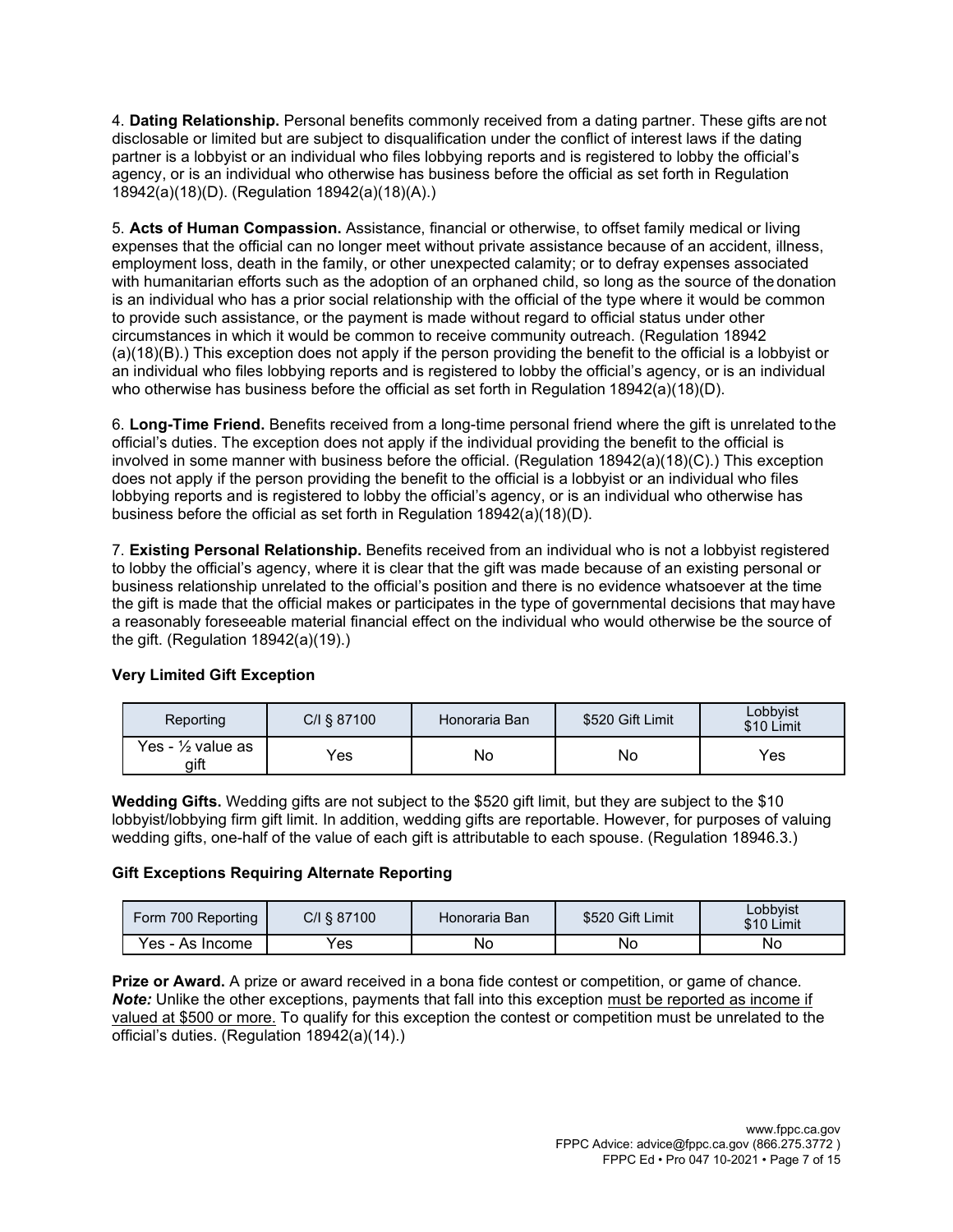4. **Dating Relationship.** Personal benefits commonly received from a dating partner. These gifts are not disclosable or limited but are subject to disqualification under the conflict of interest laws if the dating partner is a lobbyist or an individual who files lobbying reports and is registered to lobby the official's agency, or is an individual who otherwise has business before the official as set forth in Regulation 18942(a)(18)(D). (Regulation 18942(a)(18)(A).)

5. **Acts of Human Compassion.** Assistance, financial or otherwise, to offset family medical or living expenses that the official can no longer meet without private assistance because of an accident, illness, employment loss, death in the family, or other unexpected calamity; or to defray expenses associated with humanitarian efforts such as the adoption of an orphaned child, so long as the source of the donation is an individual who has a prior social relationship with the official of the type where it would be common to provide such assistance, or the payment is made without regard to official status under other circumstances in which it would be common to receive community outreach. (Regulation 18942 (a)(18)(B).) This exception does not apply if the person providing the benefit to the official is a lobbyist or an individual who files lobbying reports and is registered to lobby the official's agency, or is an individual who otherwise has business before the official as set forth in Regulation 18942(a)(18)(D).

6. **Long-Time Friend.** Benefits received from a long-time personal friend where the gift is unrelated to the official's duties. The exception does not apply if the individual providing the benefit to the official is involved in some manner with business before the official. (Regulation 18942(a)(18)(C).) This exception does not apply if the person providing the benefit to the official is a lobbyist or an individual who files lobbying reports and is registered to lobby the official's agency, or is an individual who otherwise has business before the official as set forth in Regulation 18942(a)(18)(D).

7. **Existing Personal Relationship.** Benefits received from an individual who is not a lobbyist registered to lobby the official's agency, where it is clear that the gift was made because of an existing personal or business relationship unrelated to the official's position and there is no evidence whatsoever at the time the gift is made that the official makes or participates in the type of governmental decisions that may have a reasonably foreseeable material financial effect on the individual who would otherwise be the source of the gift. (Regulation 18942(a)(19).)

### Very Limited Gift Exception

| Reporting | C/I § 87100 | Honoraria Ban | $520 Gift Limit | Lobbyist $10 Limit |
|---|---|---|---|---|
| Yes - ½ value as gift | Yes | No | No | Yes |

**Wedding Gifts.** Wedding gifts are not subject to the $520 gift limit, but they are subject to the $10 lobbyist/lobbying firm gift limit. In addition, wedding gifts are reportable. However, for purposes of valuing wedding gifts, one-half of the value of each gift is attributable to each spouse. (Regulation 18946.3.)

### Gift Exceptions Requiring Alternate Reporting

| Form 700 Reporting | C/I § 87100 | Honoraria Ban | $520 Gift Limit | Lobbyist $10 Limit |
|---|---|---|---|---|
| Yes - As Income | Yes | No | No | No |

**Prize or Award.** A prize or award received in a bona fide contest or competition, or game of chance. ***Note:*** Unlike the other exceptions, payments that fall into this exception must be reported as income if valued at $500 or more. To qualify for this exception the contest or competition must be unrelated to the official's duties. (Regulation 18942(a)(14).)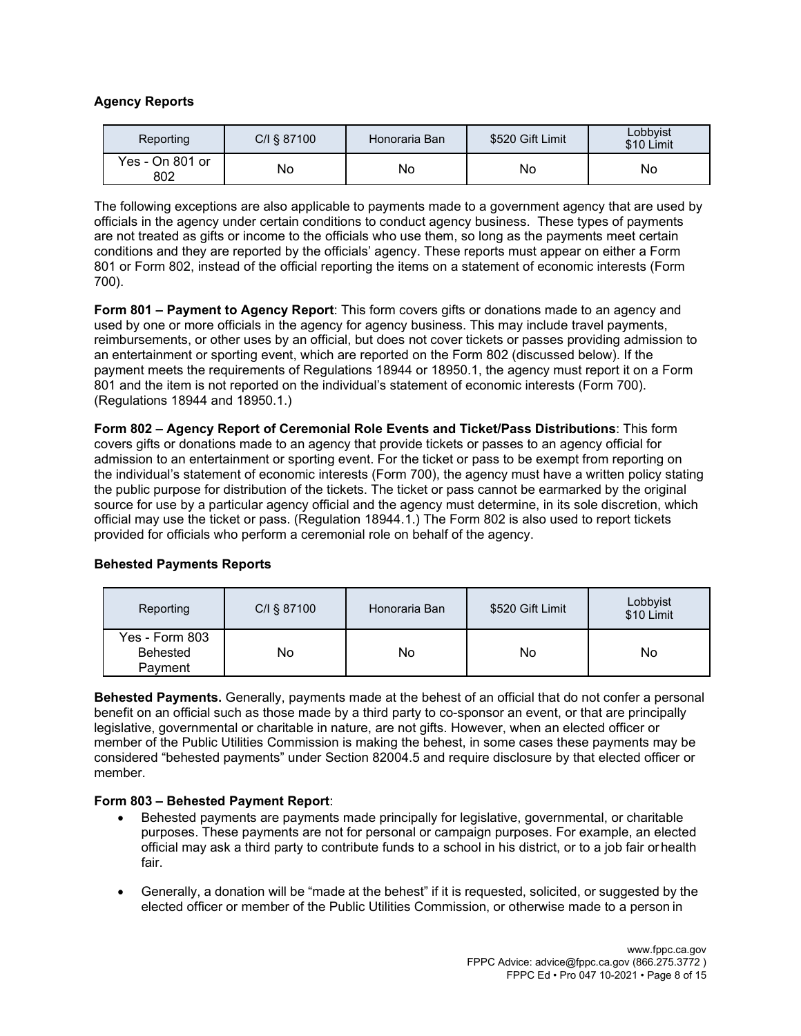**Agency Reports**

| Reporting | C/I § 87100 | Honoraria Ban | $520 Gift Limit | Lobbyist $10 Limit |
|---|---|---|---|---|
| Yes - On 801 or 802 | No | No | No | No |

The following exceptions are also applicable to payments made to a government agency that are used by officials in the agency under certain conditions to conduct agency business. These types of payments are not treated as gifts or income to the officials who use them, so long as the payments meet certain conditions and they are reported by the officials' agency. These reports must appear on either a Form 801 or Form 802, instead of the official reporting the items on a statement of economic interests (Form 700).

**Form 801 – Payment to Agency Report**: This form covers gifts or donations made to an agency and used by one or more officials in the agency for agency business. This may include travel payments, reimbursements, or other uses by an official, but does not cover tickets or passes providing admission to an entertainment or sporting event, which are reported on the Form 802 (discussed below). If the payment meets the requirements of Regulations 18944 or 18950.1, the agency must report it on a Form 801 and the item is not reported on the individual's statement of economic interests (Form 700). (Regulations 18944 and 18950.1.)

**Form 802 – Agency Report of Ceremonial Role Events and Ticket/Pass Distributions**: This form covers gifts or donations made to an agency that provide tickets or passes to an agency official for admission to an entertainment or sporting event. For the ticket or pass to be exempt from reporting on the individual's statement of economic interests (Form 700), the agency must have a written policy stating the public purpose for distribution of the tickets. The ticket or pass cannot be earmarked by the original source for use by a particular agency official and the agency must determine, in its sole discretion, which official may use the ticket or pass. (Regulation 18944.1.) The Form 802 is also used to report tickets provided for officials who perform a ceremonial role on behalf of the agency.

**Behested Payments Reports**

| Reporting | C/I § 87100 | Honoraria Ban | $520 Gift Limit | Lobbyist $10 Limit |
|---|---|---|---|---|
| Yes - Form 803 Behested Payment | No | No | No | No |

**Behested Payments.** Generally, payments made at the behest of an official that do not confer a personal benefit on an official such as those made by a third party to co-sponsor an event, or that are principally legislative, governmental or charitable in nature, are not gifts. However, when an elected officer or member of the Public Utilities Commission is making the behest, in some cases these payments may be considered "behested payments" under Section 82004.5 and require disclosure by that elected officer or member.

**Form 803 – Behested Payment Report**:

- Behested payments are payments made principally for legislative, governmental, or charitable purposes. These payments are not for personal or campaign purposes. For example, an elected official may ask a third party to contribute funds to a school in his district, or to a job fair or health fair.
- Generally, a donation will be "made at the behest" if it is requested, solicited, or suggested by the elected officer or member of the Public Utilities Commission, or otherwise made to a person in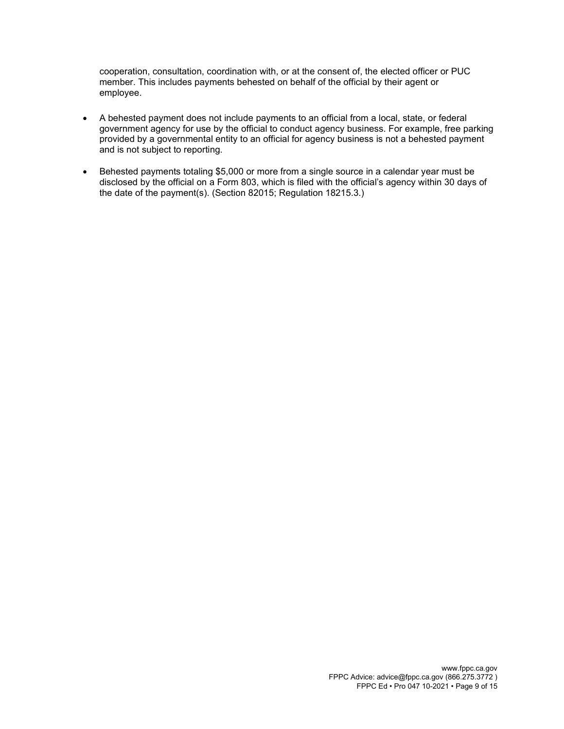cooperation, consultation, coordination with, or at the consent of, the elected officer or PUC member. This includes payments behested on behalf of the official by their agent or employee.

- A behested payment does not include payments to an official from a local, state, or federal government agency for use by the official to conduct agency business. For example, free parking provided by a governmental entity to an official for agency business is not a behested payment and is not subject to reporting.
- Behested payments totaling $5,000 or more from a single source in a calendar year must be disclosed by the official on a Form 803, which is filed with the official's agency within 30 days of the date of the payment(s). (Section 82015; Regulation 18215.3.)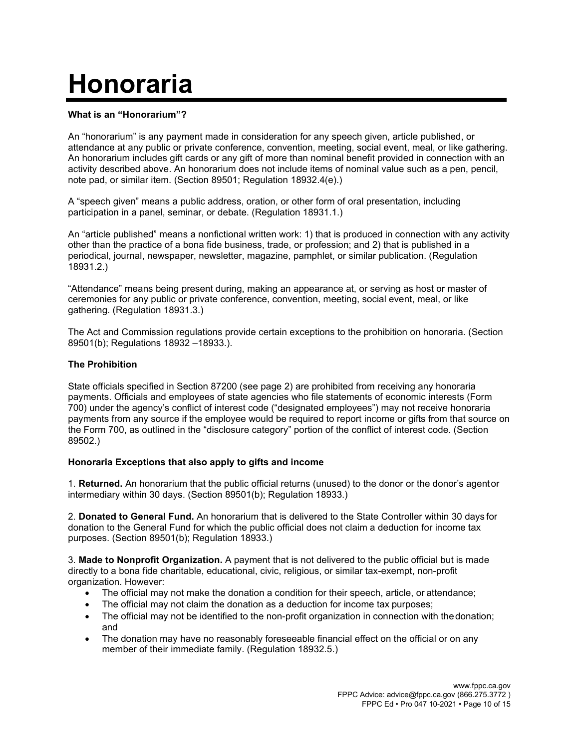# Honoraria

**What is an "Honorarium"?**

An "honorarium" is any payment made in consideration for any speech given, article published, or attendance at any public or private conference, convention, meeting, social event, meal, or like gathering. An honorarium includes gift cards or any gift of more than nominal benefit provided in connection with an activity described above. An honorarium does not include items of nominal value such as a pen, pencil, note pad, or similar item. (Section 89501; Regulation 18932.4(e).)

A "speech given" means a public address, oration, or other form of oral presentation, including participation in a panel, seminar, or debate. (Regulation 18931.1.)

An "article published" means a nonfictional written work: 1) that is produced in connection with any activity other than the practice of a bona fide business, trade, or profession; and 2) that is published in a periodical, journal, newspaper, newsletter, magazine, pamphlet, or similar publication. (Regulation 18931.2.)

"Attendance" means being present during, making an appearance at, or serving as host or master of ceremonies for any public or private conference, convention, meeting, social event, meal, or like gathering. (Regulation 18931.3.)

The Act and Commission regulations provide certain exceptions to the prohibition on honoraria. (Section 89501(b); Regulations 18932 –18933.).

**The Prohibition**

State officials specified in Section 87200 (see page 2) are prohibited from receiving any honoraria payments. Officials and employees of state agencies who file statements of economic interests (Form 700) under the agency's conflict of interest code ("designated employees") may not receive honoraria payments from any source if the employee would be required to report income or gifts from that source on the Form 700, as outlined in the "disclosure category" portion of the conflict of interest code. (Section 89502.)

**Honoraria Exceptions that also apply to gifts and income**

1. **Returned.** An honorarium that the public official returns (unused) to the donor or the donor's agent or intermediary within 30 days. (Section 89501(b); Regulation 18933.)

2. **Donated to General Fund.** An honorarium that is delivered to the State Controller within 30 days for donation to the General Fund for which the public official does not claim a deduction for income tax purposes. (Section 89501(b); Regulation 18933.)

3. **Made to Nonprofit Organization.** A payment that is not delivered to the public official but is made directly to a bona fide charitable, educational, civic, religious, or similar tax-exempt, non-profit organization. However:

- The official may not make the donation a condition for their speech, article, or attendance;
- The official may not claim the donation as a deduction for income tax purposes;
- The official may not be identified to the non-profit organization in connection with the donation; and
- The donation may have no reasonably foreseeable financial effect on the official or on any member of their immediate family. (Regulation 18932.5.)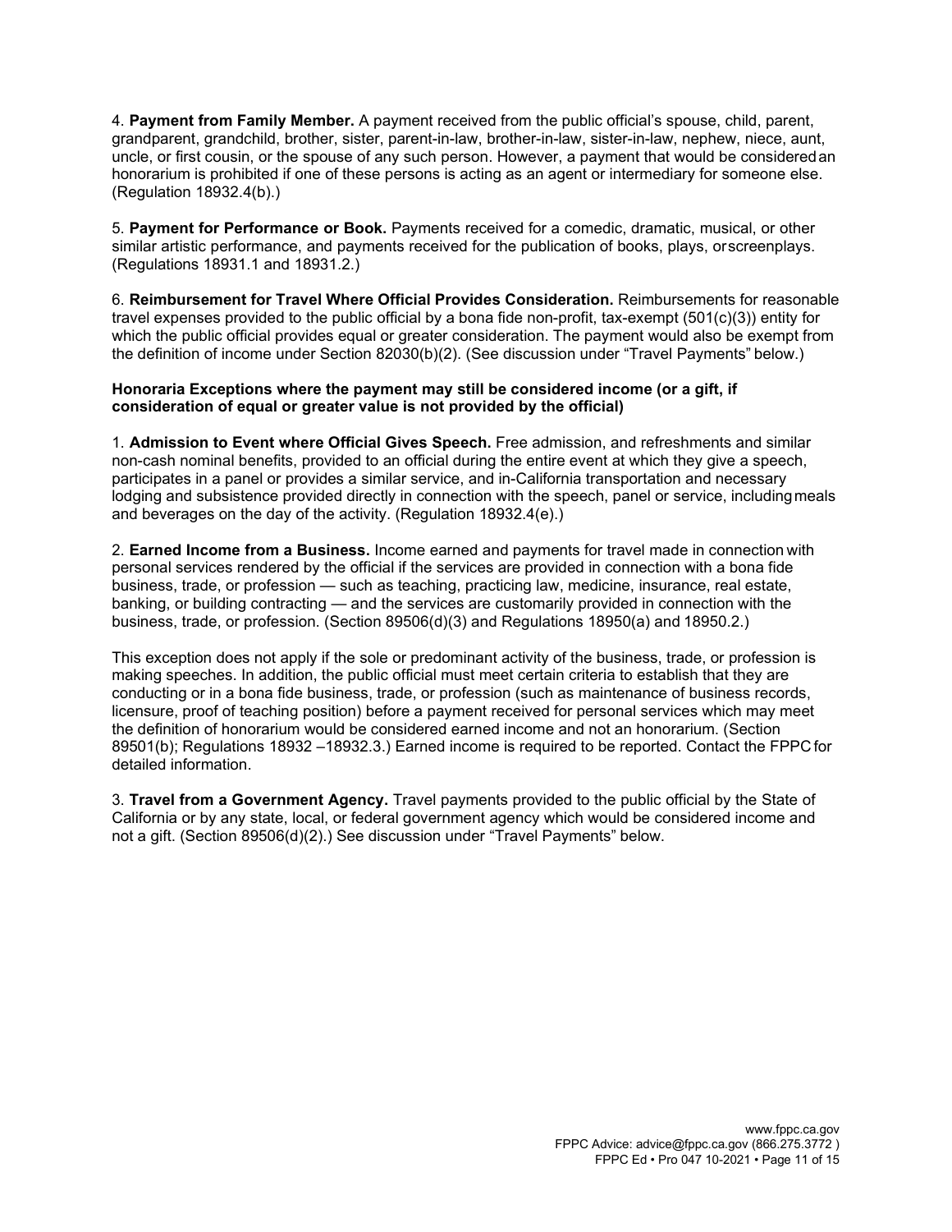4. **Payment from Family Member.** A payment received from the public official's spouse, child, parent, grandparent, grandchild, brother, sister, parent-in-law, brother-in-law, sister-in-law, nephew, niece, aunt, uncle, or first cousin, or the spouse of any such person. However, a payment that would be considered an honorarium is prohibited if one of these persons is acting as an agent or intermediary for someone else. (Regulation 18932.4(b).)

5. **Payment for Performance or Book.** Payments received for a comedic, dramatic, musical, or other similar artistic performance, and payments received for the publication of books, plays, or screenplays. (Regulations 18931.1 and 18931.2.)

6. **Reimbursement for Travel Where Official Provides Consideration.** Reimbursements for reasonable travel expenses provided to the public official by a bona fide non-profit, tax-exempt (501(c)(3)) entity for which the public official provides equal or greater consideration. The payment would also be exempt from the definition of income under Section 82030(b)(2). (See discussion under "Travel Payments" below.)

**Honoraria Exceptions where the payment may still be considered income (or a gift, if consideration of equal or greater value is not provided by the official)**

1. **Admission to Event where Official Gives Speech.** Free admission, and refreshments and similar non-cash nominal benefits, provided to an official during the entire event at which they give a speech, participates in a panel or provides a similar service, and in-California transportation and necessary lodging and subsistence provided directly in connection with the speech, panel or service, including meals and beverages on the day of the activity. (Regulation 18932.4(e).)

2. **Earned Income from a Business.** Income earned and payments for travel made in connection with personal services rendered by the official if the services are provided in connection with a bona fide business, trade, or profession — such as teaching, practicing law, medicine, insurance, real estate, banking, or building contracting — and the services are customarily provided in connection with the business, trade, or profession. (Section 89506(d)(3) and Regulations 18950(a) and 18950.2.)

This exception does not apply if the sole or predominant activity of the business, trade, or profession is making speeches. In addition, the public official must meet certain criteria to establish that they are conducting or in a bona fide business, trade, or profession (such as maintenance of business records, licensure, proof of teaching position) before a payment received for personal services which may meet the definition of honorarium would be considered earned income and not an honorarium. (Section 89501(b); Regulations 18932 –18932.3.) Earned income is required to be reported. Contact the FPPC for detailed information.

3. **Travel from a Government Agency.** Travel payments provided to the public official by the State of California or by any state, local, or federal government agency which would be considered income and not a gift. (Section 89506(d)(2).) See discussion under "Travel Payments" below.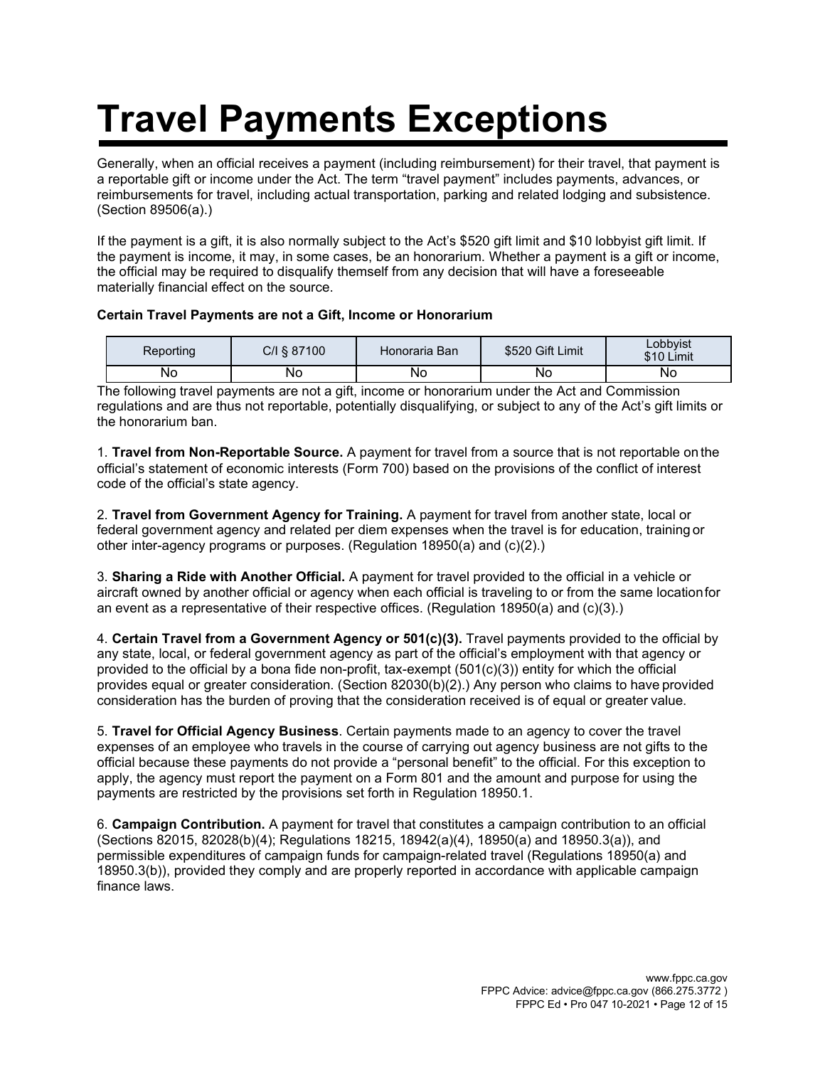# Travel Payments Exceptions

Generally, when an official receives a payment (including reimbursement) for their travel, that payment is a reportable gift or income under the Act. The term "travel payment" includes payments, advances, or reimbursements for travel, including actual transportation, parking and related lodging and subsistence. (Section 89506(a).)

If the payment is a gift, it is also normally subject to the Act's $520 gift limit and $10 lobbyist gift limit. If the payment is income, it may, in some cases, be an honorarium. Whether a payment is a gift or income, the official may be required to disqualify themself from any decision that will have a foreseeable materially financial effect on the source.

**Certain Travel Payments are not a Gift, Income or Honorarium**

| Reporting | C/I § 87100 | Honoraria Ban | $520 Gift Limit | Lobbyist $10 Limit |
|---|---|---|---|---|
| No | No | No | No | No |

The following travel payments are not a gift, income or honorarium under the Act and Commission regulations and are thus not reportable, potentially disqualifying, or subject to any of the Act's gift limits or the honorarium ban.

1. **Travel from Non-Reportable Source.** A payment for travel from a source that is not reportable on the official's statement of economic interests (Form 700) based on the provisions of the conflict of interest code of the official's state agency.

2. **Travel from Government Agency for Training.** A payment for travel from another state, local or federal government agency and related per diem expenses when the travel is for education, training or other inter-agency programs or purposes. (Regulation 18950(a) and (c)(2).)

3. **Sharing a Ride with Another Official.** A payment for travel provided to the official in a vehicle or aircraft owned by another official or agency when each official is traveling to or from the same location for an event as a representative of their respective offices. (Regulation 18950(a) and (c)(3).)

4. **Certain Travel from a Government Agency or 501(c)(3).** Travel payments provided to the official by any state, local, or federal government agency as part of the official's employment with that agency or provided to the official by a bona fide non-profit, tax-exempt (501(c)(3)) entity for which the official provides equal or greater consideration. (Section 82030(b)(2).) Any person who claims to have provided consideration has the burden of proving that the consideration received is of equal or greater value.

5. **Travel for Official Agency Business**. Certain payments made to an agency to cover the travel expenses of an employee who travels in the course of carrying out agency business are not gifts to the official because these payments do not provide a "personal benefit" to the official. For this exception to apply, the agency must report the payment on a Form 801 and the amount and purpose for using the payments are restricted by the provisions set forth in Regulation 18950.1.

6. **Campaign Contribution.** A payment for travel that constitutes a campaign contribution to an official (Sections 82015, 82028(b)(4); Regulations 18215, 18942(a)(4), 18950(a) and 18950.3(a)), and permissible expenditures of campaign funds for campaign-related travel (Regulations 18950(a) and 18950.3(b)), provided they comply and are properly reported in accordance with applicable campaign finance laws.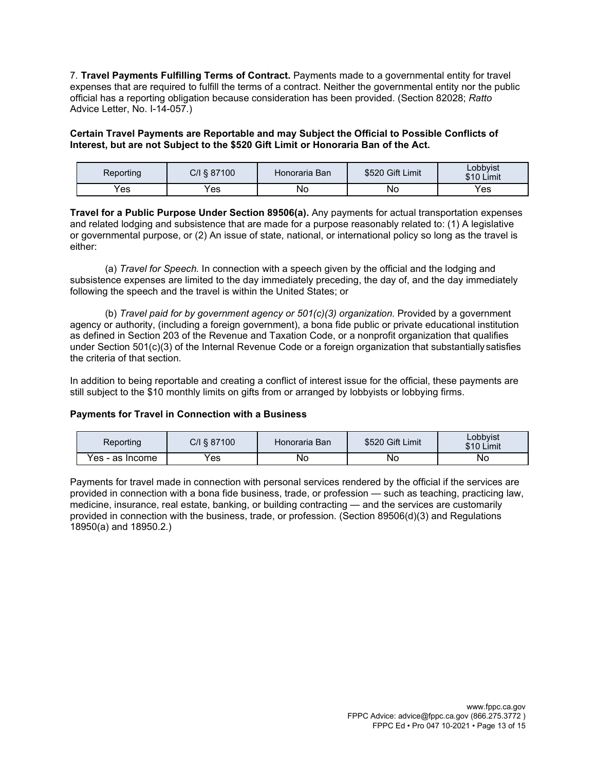7. **Travel Payments Fulfilling Terms of Contract.** Payments made to a governmental entity for travel expenses that are required to fulfill the terms of a contract. Neither the governmental entity nor the public official has a reporting obligation because consideration has been provided. (Section 82028; *Ratto* Advice Letter, No. I-14-057.)

**Certain Travel Payments are Reportable and may Subject the Official to Possible Conflicts of Interest, but are not Subject to the $520 Gift Limit or Honoraria Ban of the Act.**

| Reporting | C/I § 87100 | Honoraria Ban | $520 Gift Limit | Lobbyist $10 Limit |
|---|---|---|---|---|
| Yes | Yes | No | No | Yes |

**Travel for a Public Purpose Under Section 89506(a).** Any payments for actual transportation expenses and related lodging and subsistence that are made for a purpose reasonably related to: (1) A legislative or governmental purpose, or (2) An issue of state, national, or international policy so long as the travel is either:

(a) *Travel for Speech.* In connection with a speech given by the official and the lodging and subsistence expenses are limited to the day immediately preceding, the day of, and the day immediately following the speech and the travel is within the United States; or

(b) *Travel paid for by government agency or 501(c)(3) organization.* Provided by a government agency or authority, (including a foreign government), a bona fide public or private educational institution as defined in Section 203 of the Revenue and Taxation Code, or a nonprofit organization that qualifies under Section 501(c)(3) of the Internal Revenue Code or a foreign organization that substantially satisfies the criteria of that section.

In addition to being reportable and creating a conflict of interest issue for the official, these payments are still subject to the $10 monthly limits on gifts from or arranged by lobbyists or lobbying firms.

**Payments for Travel in Connection with a Business**

| Reporting | C/I § 87100 | Honoraria Ban | $520 Gift Limit | Lobbyist $10 Limit |
|---|---|---|---|---|
| Yes - as Income | Yes | No | No | No |

Payments for travel made in connection with personal services rendered by the official if the services are provided in connection with a bona fide business, trade, or profession — such as teaching, practicing law, medicine, insurance, real estate, banking, or building contracting — and the services are customarily provided in connection with the business, trade, or profession. (Section 89506(d)(3) and Regulations 18950(a) and 18950.2.)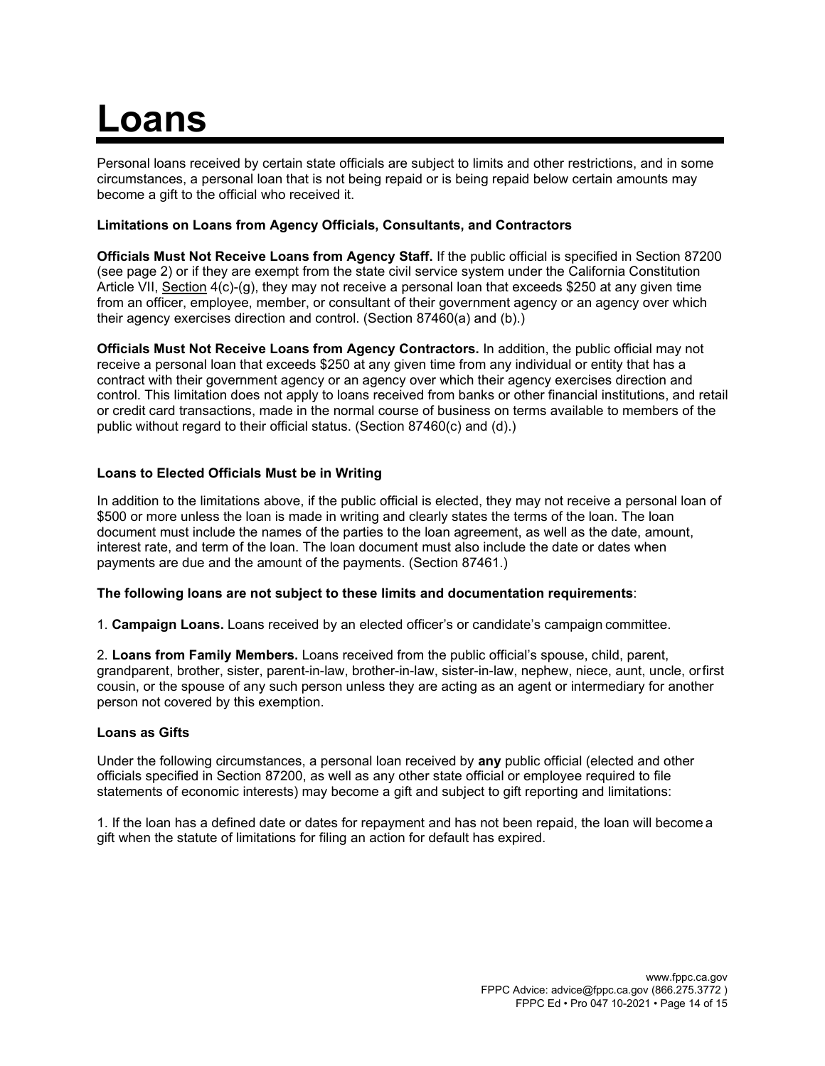# Loans

Personal loans received by certain state officials are subject to limits and other restrictions, and in some circumstances, a personal loan that is not being repaid or is being repaid below certain amounts may become a gift to the official who received it.

**Limitations on Loans from Agency Officials, Consultants, and Contractors**

**Officials Must Not Receive Loans from Agency Staff.** If the public official is specified in Section 87200 (see page 2) or if they are exempt from the state civil service system under the California Constitution Article VII, Section 4(c)-(g), they may not receive a personal loan that exceeds $250 at any given time from an officer, employee, member, or consultant of their government agency or an agency over which their agency exercises direction and control. (Section 87460(a) and (b).)

**Officials Must Not Receive Loans from Agency Contractors.** In addition, the public official may not receive a personal loan that exceeds $250 at any given time from any individual or entity that has a contract with their government agency or an agency over which their agency exercises direction and control. This limitation does not apply to loans received from banks or other financial institutions, and retail or credit card transactions, made in the normal course of business on terms available to members of the public without regard to their official status. (Section 87460(c) and (d).)

**Loans to Elected Officials Must be in Writing**

In addition to the limitations above, if the public official is elected, they may not receive a personal loan of $500 or more unless the loan is made in writing and clearly states the terms of the loan. The loan document must include the names of the parties to the loan agreement, as well as the date, amount, interest rate, and term of the loan. The loan document must also include the date or dates when payments are due and the amount of the payments. (Section 87461.)

**The following loans are not subject to these limits and documentation requirements**:

1. **Campaign Loans.** Loans received by an elected officer's or candidate's campaign committee.

2. **Loans from Family Members.** Loans received from the public official's spouse, child, parent, grandparent, brother, sister, parent-in-law, brother-in-law, sister-in-law, nephew, niece, aunt, uncle, or first cousin, or the spouse of any such person unless they are acting as an agent or intermediary for another person not covered by this exemption.

**Loans as Gifts**

Under the following circumstances, a personal loan received by **any** public official (elected and other officials specified in Section 87200, as well as any other state official or employee required to file statements of economic interests) may become a gift and subject to gift reporting and limitations:

1. If the loan has a defined date or dates for repayment and has not been repaid, the loan will become a gift when the statute of limitations for filing an action for default has expired.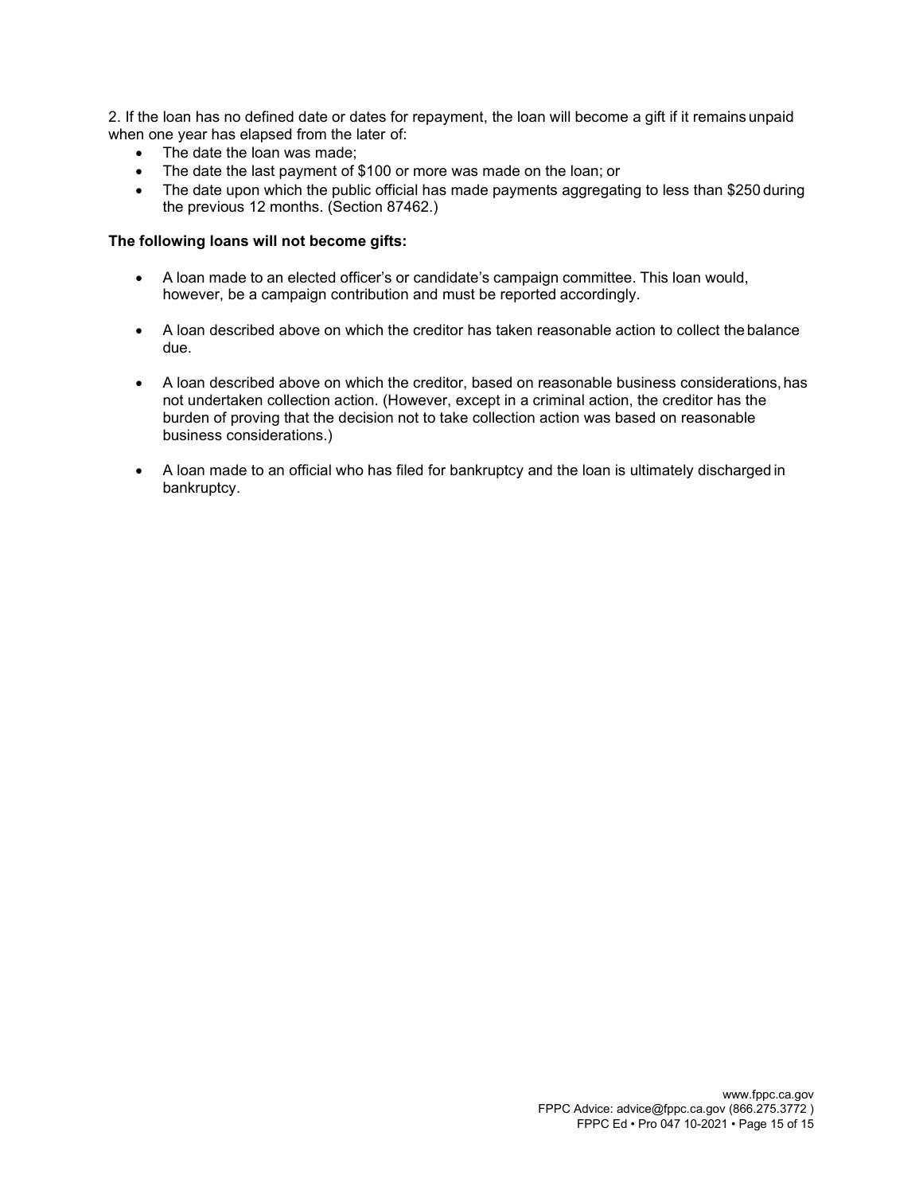2. If the loan has no defined date or dates for repayment, the loan will become a gift if it remains unpaid when one year has elapsed from the later of:

- The date the loan was made;
- The date the last payment of $100 or more was made on the loan; or
- The date upon which the public official has made payments aggregating to less than $250 during the previous 12 months. (Section 87462.)

**The following loans will not become gifts:**

- A loan made to an elected officer's or candidate's campaign committee. This loan would, however, be a campaign contribution and must be reported accordingly.
- A loan described above on which the creditor has taken reasonable action to collect the balance due.
- A loan described above on which the creditor, based on reasonable business considerations, has not undertaken collection action. (However, except in a criminal action, the creditor has the burden of proving that the decision not to take collection action was based on reasonable business considerations.)
- A loan made to an official who has filed for bankruptcy and the loan is ultimately discharged in bankruptcy.